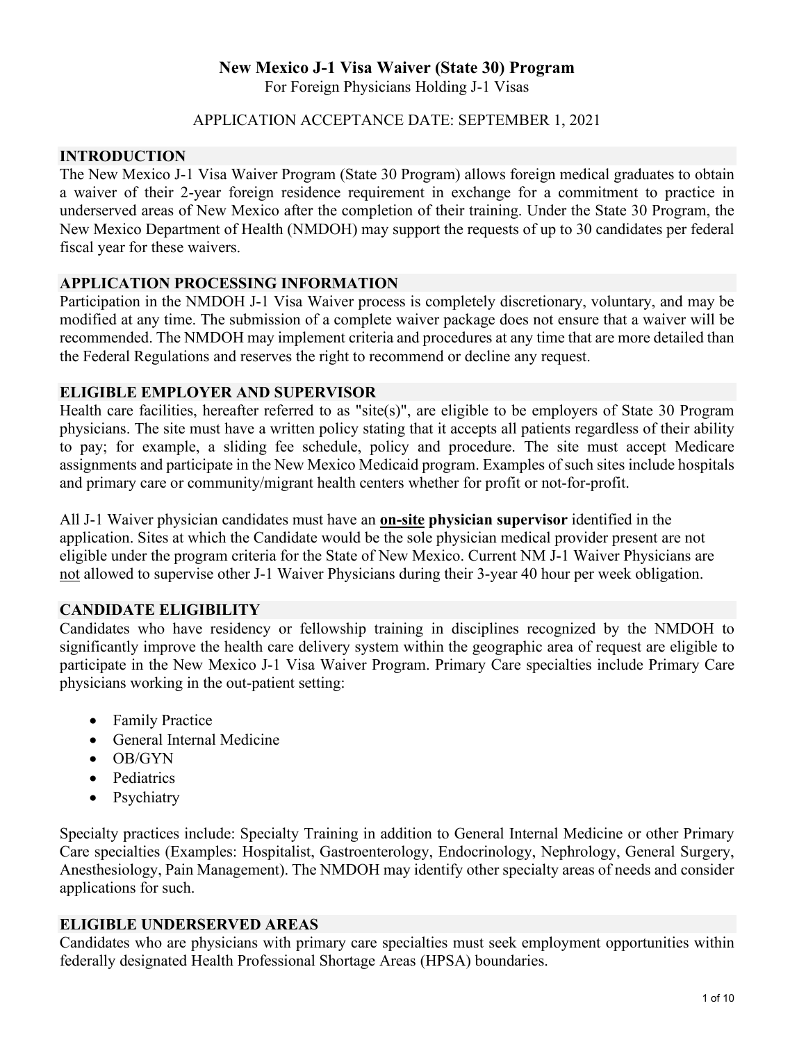# New Mexico J-1 Visa Waiver (State 30) Program

For Foreign Physicians Holding J-1 Visas

APPLICATION ACCEPTANCE DATE: SEPTEMBER 1, 2021

## INTRODUCTION

The New Mexico J-1 Visa Waiver Program (State 30 Program) allows foreign medical graduates to obtain a waiver of their 2-year foreign residence requirement in exchange for a commitment to practice in underserved areas of New Mexico after the completion of their training. Under the State 30 Program, the New Mexico Department of Health (NMDOH) may support the requests of up to 30 candidates per federal fiscal year for these waivers.

## APPLICATION PROCESSING INFORMATION

Participation in the NMDOH J-1 Visa Waiver process is completely discretionary, voluntary, and may be modified at any time. The submission of a complete waiver package does not ensure that a waiver will be recommended. The NMDOH may implement criteria and procedures at any time that are more detailed than the Federal Regulations and reserves the right to recommend or decline any request.

## ELIGIBLE EMPLOYER AND SUPERVISOR

Health care facilities, hereafter referred to as "site(s)", are eligible to be employers of State 30 Program physicians. The site must have a written policy stating that it accepts all patients regardless of their ability to pay; for example, a sliding fee schedule, policy and procedure. The site must accept Medicare assignments and participate in the New Mexico Medicaid program. Examples of such sites include hospitals and primary care or community/migrant health centers whether for profit or not-for-profit.

All J-1 Waiver physician candidates must have an **on-site physician supervisor** identified in the application. Sites at which the Candidate would be the sole physician medical provider present are not eligible under the program criteria for the State of New Mexico. Current NM J-1 Waiver Physicians are not allowed to supervise other J-1 Waiver Physicians during their 3-year 40 hour per week obligation.

## CANDIDATE ELIGIBILITY

Candidates who have residency or fellowship training in disciplines recognized by the NMDOH to significantly improve the health care delivery system within the geographic area of request are eligible to participate in the New Mexico J-1 Visa Waiver Program. Primary Care specialties include Primary Care physicians working in the out-patient setting:

- Family Practice
- General Internal Medicine
- OB/GYN
- Pediatrics
- Psychiatry

Specialty practices include: Specialty Training in addition to General Internal Medicine or other Primary Care specialties (Examples: Hospitalist, Gastroenterology, Endocrinology, Nephrology, General Surgery, Anesthesiology, Pain Management). The NMDOH may identify other specialty areas of needs and consider applications for such.

## ELIGIBLE UNDERSERVED AREAS

Candidates who are physicians with primary care specialties must seek employment opportunities within federally designated Health Professional Shortage Areas (HPSA) boundaries.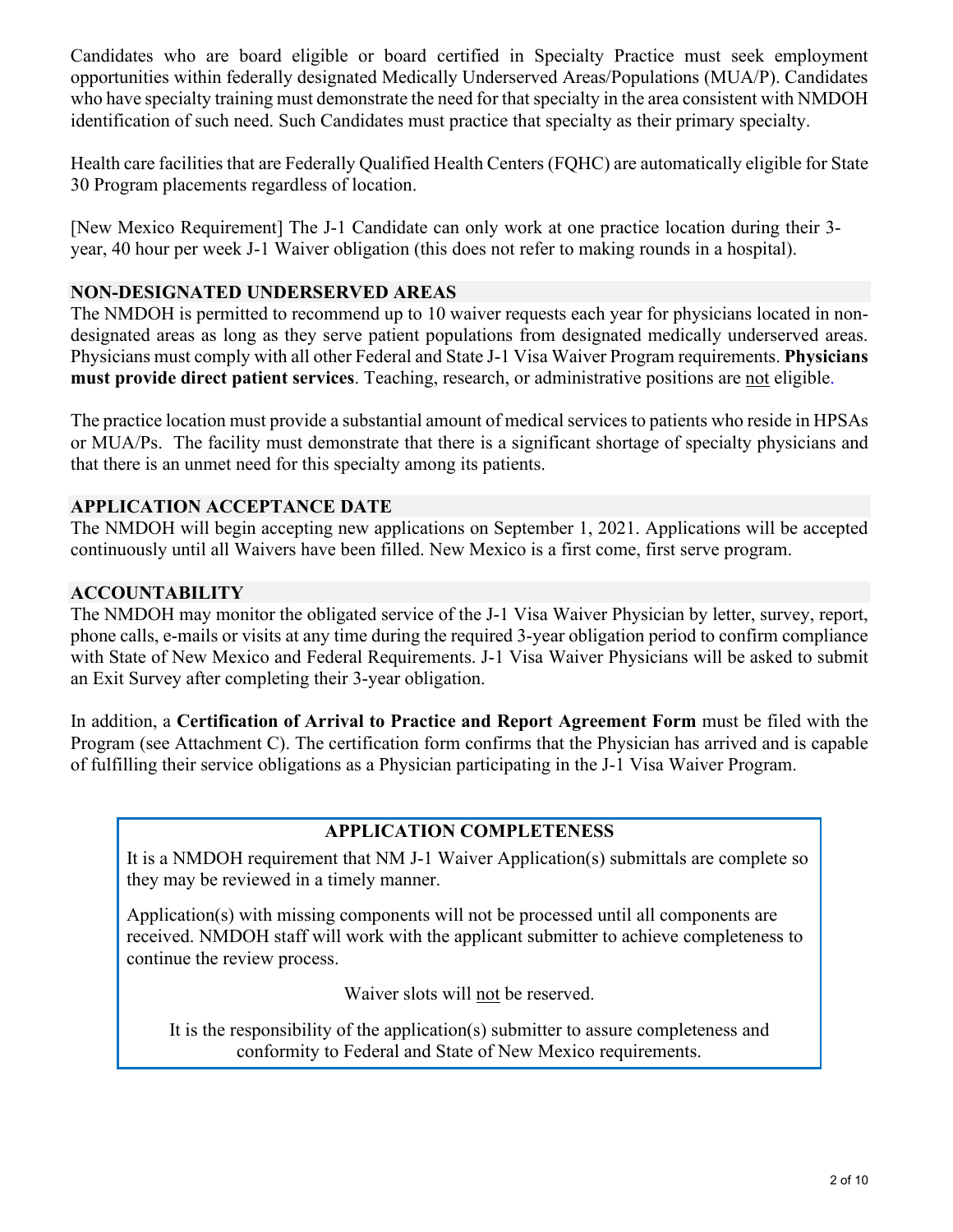Candidates who are board eligible or board certified in Specialty Practice must seek employment opportunities within federally designated Medically Underserved Areas/Populations (MUA/P). Candidates who have specialty training must demonstrate the need for that specialty in the area consistent with NMDOH identification of such need. Such Candidates must practice that specialty as their primary specialty.

Health care facilities that are Federally Qualified Health Centers (FQHC) are automatically eligible for State 30 Program placements regardless of location.

[New Mexico Requirement] The J-1 Candidate can only work at one practice location during their 3-year, 40 hour per week J-1 Waiver obligation (this does not refer to making rounds in a hospital).

## NON-DESIGNATED UNDERSERVED AREAS

The NMDOH is permitted to recommend up to 10 waiver requests each year for physicians located in non-designated areas as long as they serve patient populations from designated medically underserved areas. Physicians must comply with all other Federal and State J-1 Visa Waiver Program requirements. **Physicians must provide direct patient services**. Teaching, research, or administrative positions are not eligible.

The practice location must provide a substantial amount of medical services to patients who reside in HPSAs or MUA/Ps. The facility must demonstrate that there is a significant shortage of specialty physicians and that there is an unmet need for this specialty among its patients.

## APPLICATION ACCEPTANCE DATE

The NMDOH will begin accepting new applications on September 1, 2021. Applications will be accepted continuously until all Waivers have been filled. New Mexico is a first come, first serve program.

## ACCOUNTABILITY

The NMDOH may monitor the obligated service of the J-1 Visa Waiver Physician by letter, survey, report, phone calls, e-mails or visits at any time during the required 3-year obligation period to confirm compliance with State of New Mexico and Federal Requirements. J-1 Visa Waiver Physicians will be asked to submit an Exit Survey after completing their 3-year obligation.

In addition, a **Certification of Arrival to Practice and Report Agreement Form** must be filed with the Program (see Attachment C). The certification form confirms that the Physician has arrived and is capable of fulfilling their service obligations as a Physician participating in the J-1 Visa Waiver Program.

## APPLICATION COMPLETENESS

It is a NMDOH requirement that NM J-1 Waiver Application(s) submittals are complete so they may be reviewed in a timely manner.

Application(s) with missing components will not be processed until all components are received. NMDOH staff will work with the applicant submitter to achieve completeness to continue the review process.

Waiver slots will not be reserved.

It is the responsibility of the application(s) submitter to assure completeness and conformity to Federal and State of New Mexico requirements.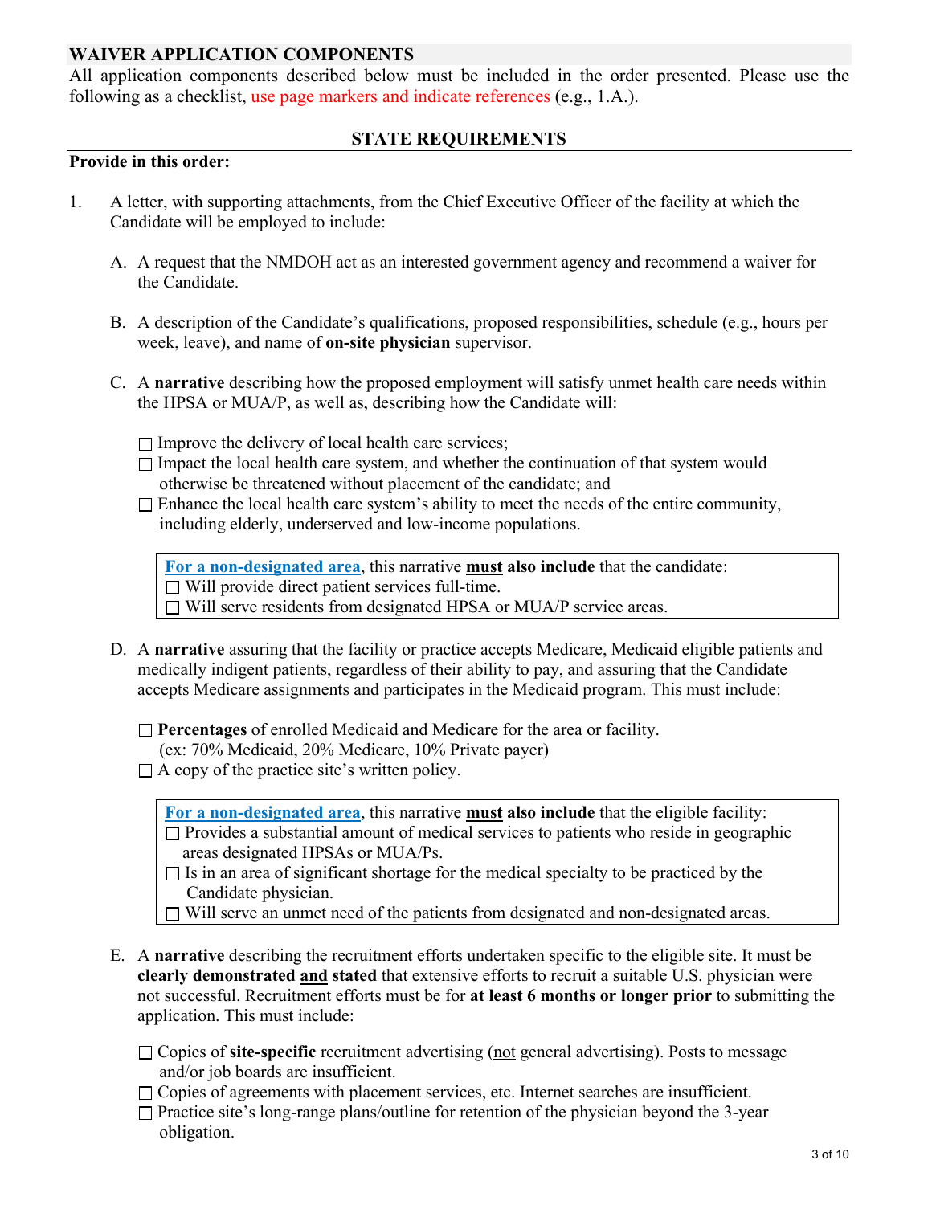## WAIVER APPLICATION COMPONENTS

All application components described below must be included in the order presented. Please use the following as a checklist, use page markers and indicate references (e.g., 1.A.).

### STATE REQUIREMENTS

**Provide in this order:**

1. A letter, with supporting attachments, from the Chief Executive Officer of the facility at which the Candidate will be employed to include:

   A. A request that the NMDOH act as an interested government agency and recommend a waiver for the Candidate.

   B. A description of the Candidate's qualifications, proposed responsibilities, schedule (e.g., hours per week, leave), and name of **on-site physician** supervisor.

   C. A **narrative** describing how the proposed employment will satisfy unmet health care needs within the HPSA or MUA/P, as well as, describing how the Candidate will:

   - ☐ Improve the delivery of local health care services;
   - ☐ Impact the local health care system, and whether the continuation of that system would otherwise be threatened without placement of the candidate; and
   - ☐ Enhance the local health care system's ability to meet the needs of the entire community, including elderly, underserved and low-income populations.

   > **For a non-designated area**, this narrative **must also include** that the candidate:
   > - ☐ Will provide direct patient services full-time.
   > - ☐ Will serve residents from designated HPSA or MUA/P service areas.

   D. A **narrative** assuring that the facility or practice accepts Medicare, Medicaid eligible patients and medically indigent patients, regardless of their ability to pay, and assuring that the Candidate accepts Medicare assignments and participates in the Medicaid program. This must include:

   - ☐ **Percentages** of enrolled Medicaid and Medicare for the area or facility. (ex: 70% Medicaid, 20% Medicare, 10% Private payer)
   - ☐ A copy of the practice site's written policy.

   > **For a non-designated area**, this narrative **must also include** that the eligible facility:
   > - ☐ Provides a substantial amount of medical services to patients who reside in geographic areas designated HPSAs or MUA/Ps.
   > - ☐ Is in an area of significant shortage for the medical specialty to be practiced by the Candidate physician.
   > - ☐ Will serve an unmet need of the patients from designated and non-designated areas.

   E. A **narrative** describing the recruitment efforts undertaken specific to the eligible site. It must be **clearly demonstrated and stated** that extensive efforts to recruit a suitable U.S. physician were not successful. Recruitment efforts must be for **at least 6 months or longer prior** to submitting the application. This must include:

   - ☐ Copies of **site-specific** recruitment advertising (not general advertising). Posts to message and/or job boards are insufficient.
   - ☐ Copies of agreements with placement services, etc. Internet searches are insufficient.
   - ☐ Practice site's long-range plans/outline for retention of the physician beyond the 3-year obligation.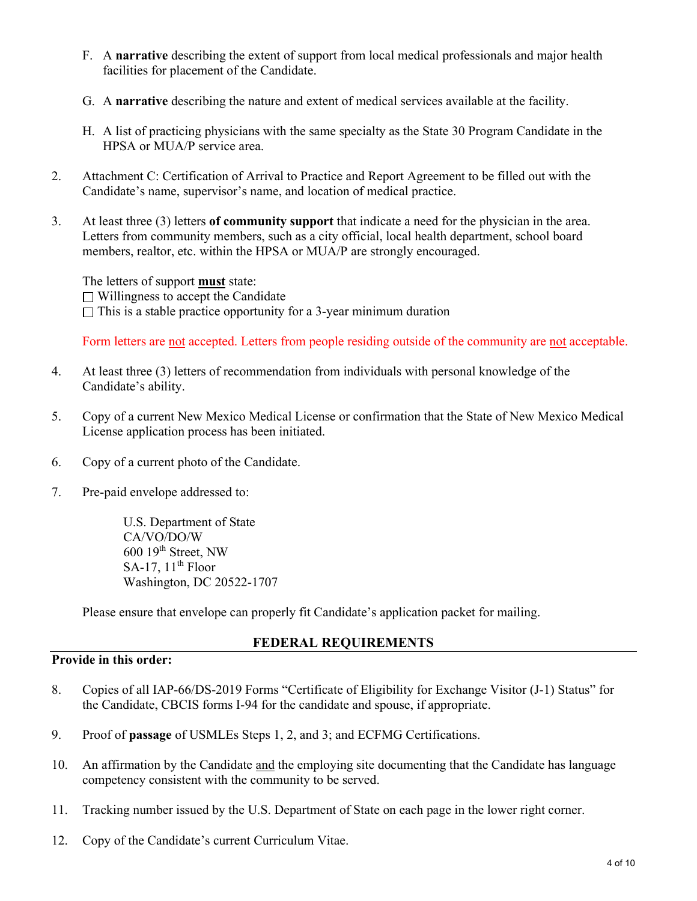F. A **narrative** describing the extent of support from local medical professionals and major health facilities for placement of the Candidate.

G. A **narrative** describing the nature and extent of medical services available at the facility.

H. A list of practicing physicians with the same specialty as the State 30 Program Candidate in the HPSA or MUA/P service area.

2. Attachment C: Certification of Arrival to Practice and Report Agreement to be filled out with the Candidate's name, supervisor's name, and location of medical practice.

3. At least three (3) letters **of community support** that indicate a need for the physician in the area. Letters from community members, such as a city official, local health department, school board members, realtor, etc. within the HPSA or MUA/P are strongly encouraged.

   The letters of support **must** state:
   ☐ Willingness to accept the Candidate
   ☐ This is a stable practice opportunity for a 3-year minimum duration

   Form letters are not accepted. Letters from people residing outside of the community are not acceptable.

4. At least three (3) letters of recommendation from individuals with personal knowledge of the Candidate's ability.

5. Copy of a current New Mexico Medical License or confirmation that the State of New Mexico Medical License application process has been initiated.

6. Copy of a current photo of the Candidate.

7. Pre-paid envelope addressed to:

   U.S. Department of State
   CA/VO/DO/W
   600 19th Street, NW
   SA-17, 11th Floor
   Washington, DC 20522-1707

   Please ensure that envelope can properly fit Candidate's application packet for mailing.

## FEDERAL REQUIREMENTS

**Provide in this order:**

8. Copies of all IAP-66/DS-2019 Forms "Certificate of Eligibility for Exchange Visitor (J-1) Status" for the Candidate, CBCIS forms I-94 for the candidate and spouse, if appropriate.

9. Proof of **passage** of USMLEs Steps 1, 2, and 3; and ECFMG Certifications.

10. An affirmation by the Candidate and the employing site documenting that the Candidate has language competency consistent with the community to be served.

11. Tracking number issued by the U.S. Department of State on each page in the lower right corner.

12. Copy of the Candidate's current Curriculum Vitae.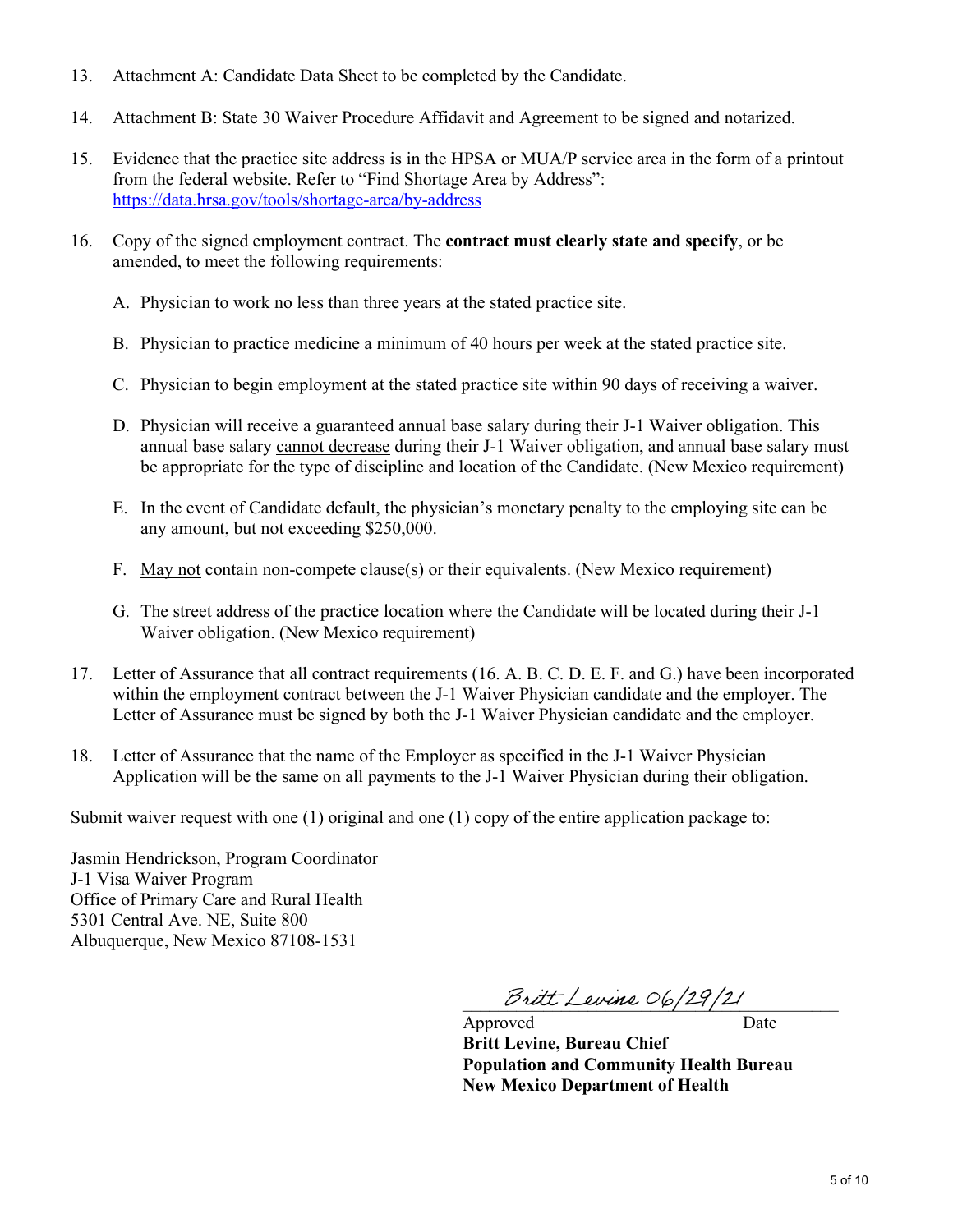13. Attachment A: Candidate Data Sheet to be completed by the Candidate.

14. Attachment B: State 30 Waiver Procedure Affidavit and Agreement to be signed and notarized.

15. Evidence that the practice site address is in the HPSA or MUA/P service area in the form of a printout from the federal website. Refer to "Find Shortage Area by Address": https://data.hrsa.gov/tools/shortage-area/by-address

16. Copy of the signed employment contract. The **contract must clearly state and specify**, or be amended, to meet the following requirements:

    A. Physician to work no less than three years at the stated practice site.

    B. Physician to practice medicine a minimum of 40 hours per week at the stated practice site.

    C. Physician to begin employment at the stated practice site within 90 days of receiving a waiver.

    D. Physician will receive a guaranteed annual base salary during their J-1 Waiver obligation. This annual base salary cannot decrease during their J-1 Waiver obligation, and annual base salary must be appropriate for the type of discipline and location of the Candidate. (New Mexico requirement)

    E. In the event of Candidate default, the physician's monetary penalty to the employing site can be any amount, but not exceeding $250,000.

    F. May not contain non-compete clause(s) or their equivalents. (New Mexico requirement)

    G. The street address of the practice location where the Candidate will be located during their J-1 Waiver obligation. (New Mexico requirement)

17. Letter of Assurance that all contract requirements (16. A. B. C. D. E. F. and G.) have been incorporated within the employment contract between the J-1 Waiver Physician candidate and the employer. The Letter of Assurance must be signed by both the J-1 Waiver Physician candidate and the employer.

18. Letter of Assurance that the name of the Employer as specified in the J-1 Waiver Physician Application will be the same on all payments to the J-1 Waiver Physician during their obligation.

Submit waiver request with one (1) original and one (1) copy of the entire application package to:

Jasmin Hendrickson, Program Coordinator
J-1 Visa Waiver Program
Office of Primary Care and Rural Health
5301 Central Ave. NE, Suite 800
Albuquerque, New Mexico 87108-1531

Britt Levine 06/29/21

Approved Date
**Britt Levine, Bureau Chief**
**Population and Community Health Bureau**
**New Mexico Department of Health**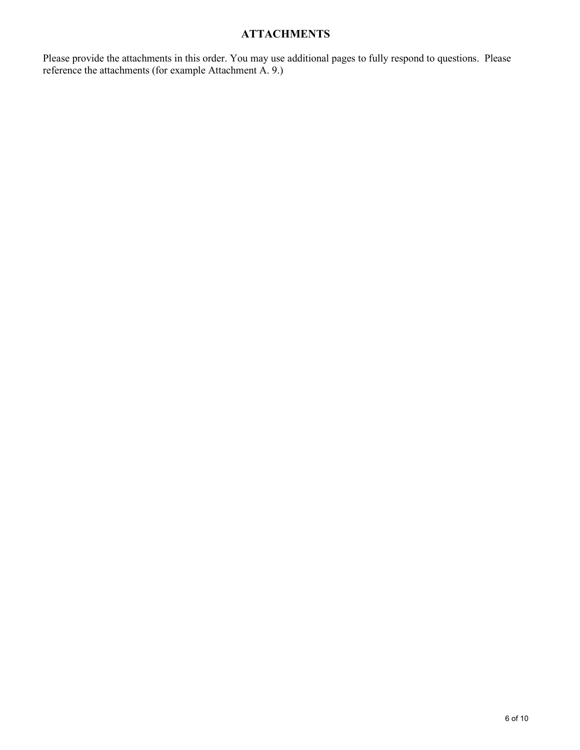## ATTACHMENTS

Please provide the attachments in this order. You may use additional pages to fully respond to questions. Please reference the attachments (for example Attachment A. 9.)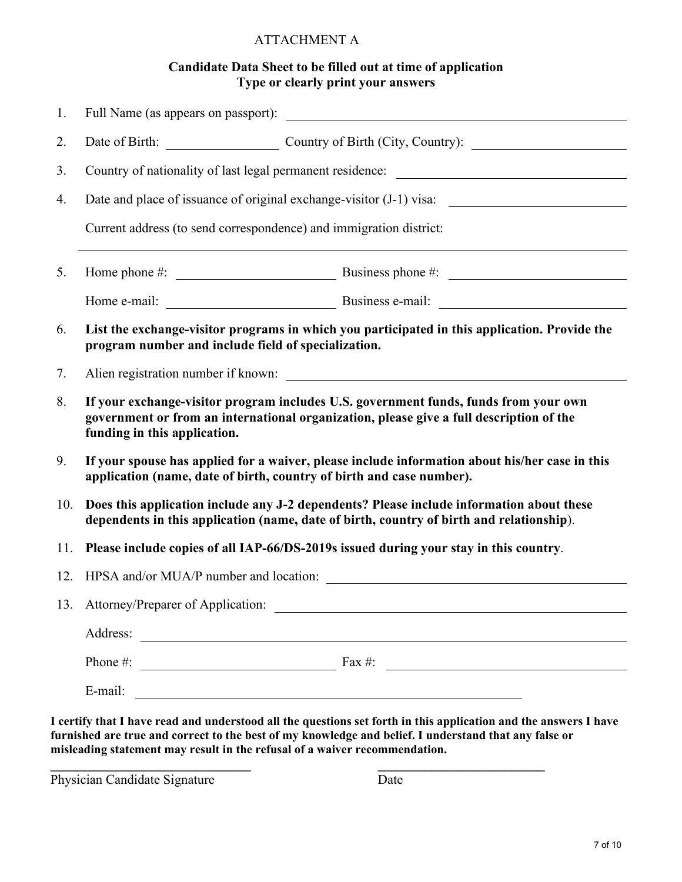ATTACHMENT A

**Candidate Data Sheet to be filled out at time of application**
**Type or clearly print your answers**

1. Full Name (as appears on passport): ______________________________

2. Date of Birth: ______________ Country of Birth (City, Country): ______________

3. Country of nationality of last legal permanent residence: ______________________________

4. Date and place of issuance of original exchange-visitor (J-1) visa: ______________________________

   Current address (to send correspondence) and immigration district:

   ______________________________

5. Home phone #: ______________ Business phone #: ______________

   Home e-mail: ______________ Business e-mail: ______________

6. **List the exchange-visitor programs in which you participated in this application. Provide the program number and include field of specialization.**

7. Alien registration number if known: ______________________________

8. **If your exchange-visitor program includes U.S. government funds, funds from your own government or from an international organization, please give a full description of the funding in this application.**

9. **If your spouse has applied for a waiver, please include information about his/her case in this application (name, date of birth, country of birth and case number).**

10. **Does this application include any J-2 dependents? Please include information about these dependents in this application (name, date of birth, country of birth and relationship)**.

11. **Please include copies of all IAP-66/DS-2019s issued during your stay in this country**.

12. HPSA and/or MUA/P number and location: ______________________________

13. Attorney/Preparer of Application: ______________________________

    Address: ______________________________

    Phone #: ______________ Fax #: ______________

    E-mail: ______________________________

**I certify that I have read and understood all the questions set forth in this application and the answers I have furnished are true and correct to the best of my knowledge and belief. I understand that any false or misleading statement may result in the refusal of a waiver recommendation.**

______________________________ ______________________________

Physician Candidate Signature Date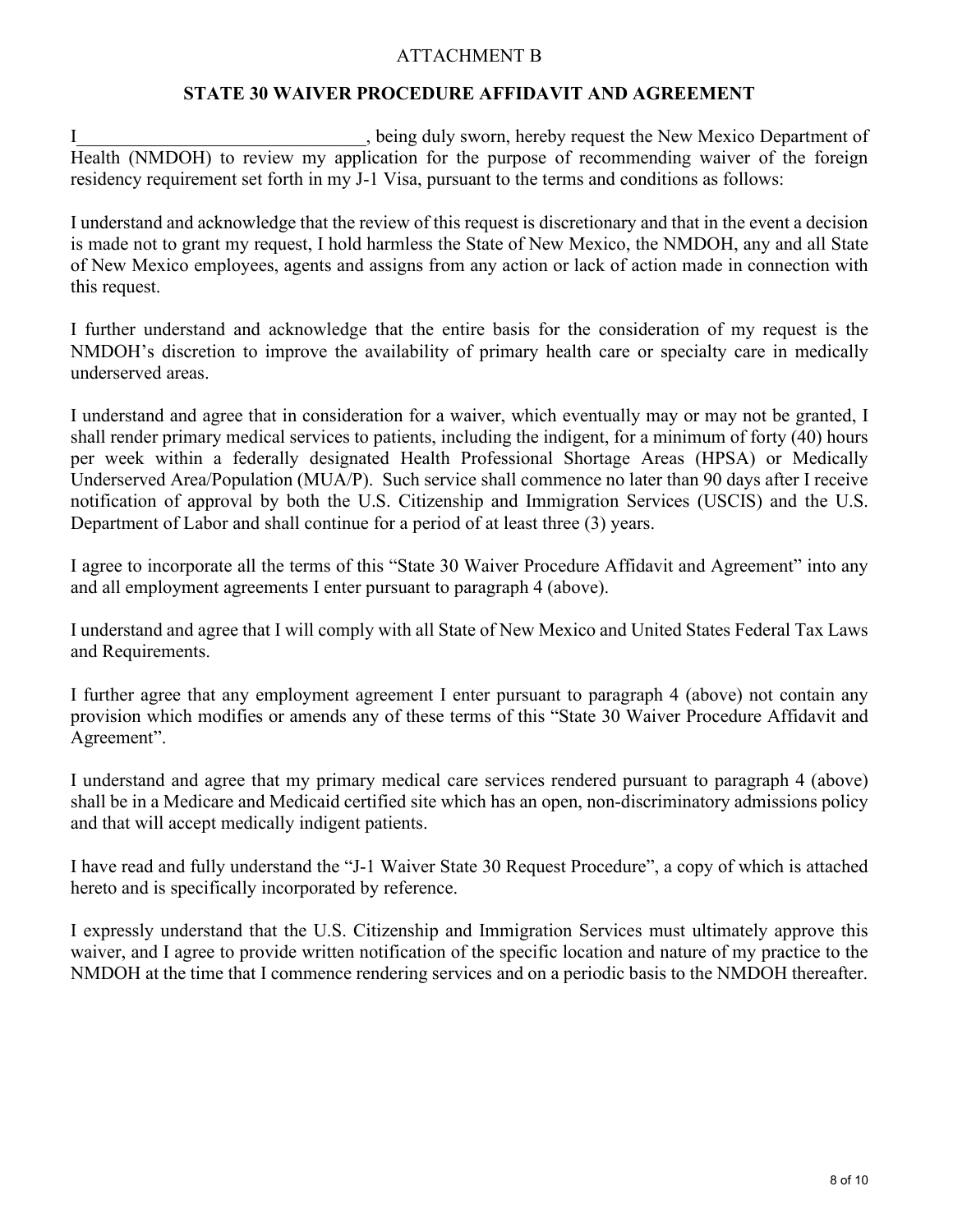ATTACHMENT B

**STATE 30 WAIVER PROCEDURE AFFIDAVIT AND AGREEMENT**

I_______________________________, being duly sworn, hereby request the New Mexico Department of Health (NMDOH) to review my application for the purpose of recommending waiver of the foreign residency requirement set forth in my J-1 Visa, pursuant to the terms and conditions as follows:

I understand and acknowledge that the review of this request is discretionary and that in the event a decision is made not to grant my request, I hold harmless the State of New Mexico, the NMDOH, any and all State of New Mexico employees, agents and assigns from any action or lack of action made in connection with this request.

I further understand and acknowledge that the entire basis for the consideration of my request is the NMDOH's discretion to improve the availability of primary health care or specialty care in medically underserved areas.

I understand and agree that in consideration for a waiver, which eventually may or may not be granted, I shall render primary medical services to patients, including the indigent, for a minimum of forty (40) hours per week within a federally designated Health Professional Shortage Areas (HPSA) or Medically Underserved Area/Population (MUA/P). Such service shall commence no later than 90 days after I receive notification of approval by both the U.S. Citizenship and Immigration Services (USCIS) and the U.S. Department of Labor and shall continue for a period of at least three (3) years.

I agree to incorporate all the terms of this "State 30 Waiver Procedure Affidavit and Agreement" into any and all employment agreements I enter pursuant to paragraph 4 (above).

I understand and agree that I will comply with all State of New Mexico and United States Federal Tax Laws and Requirements.

I further agree that any employment agreement I enter pursuant to paragraph 4 (above) not contain any provision which modifies or amends any of these terms of this "State 30 Waiver Procedure Affidavit and Agreement".

I understand and agree that my primary medical care services rendered pursuant to paragraph 4 (above) shall be in a Medicare and Medicaid certified site which has an open, non-discriminatory admissions policy and that will accept medically indigent patients.

I have read and fully understand the "J-1 Waiver State 30 Request Procedure", a copy of which is attached hereto and is specifically incorporated by reference.

I expressly understand that the U.S. Citizenship and Immigration Services must ultimately approve this waiver, and I agree to provide written notification of the specific location and nature of my practice to the NMDOH at the time that I commence rendering services and on a periodic basis to the NMDOH thereafter.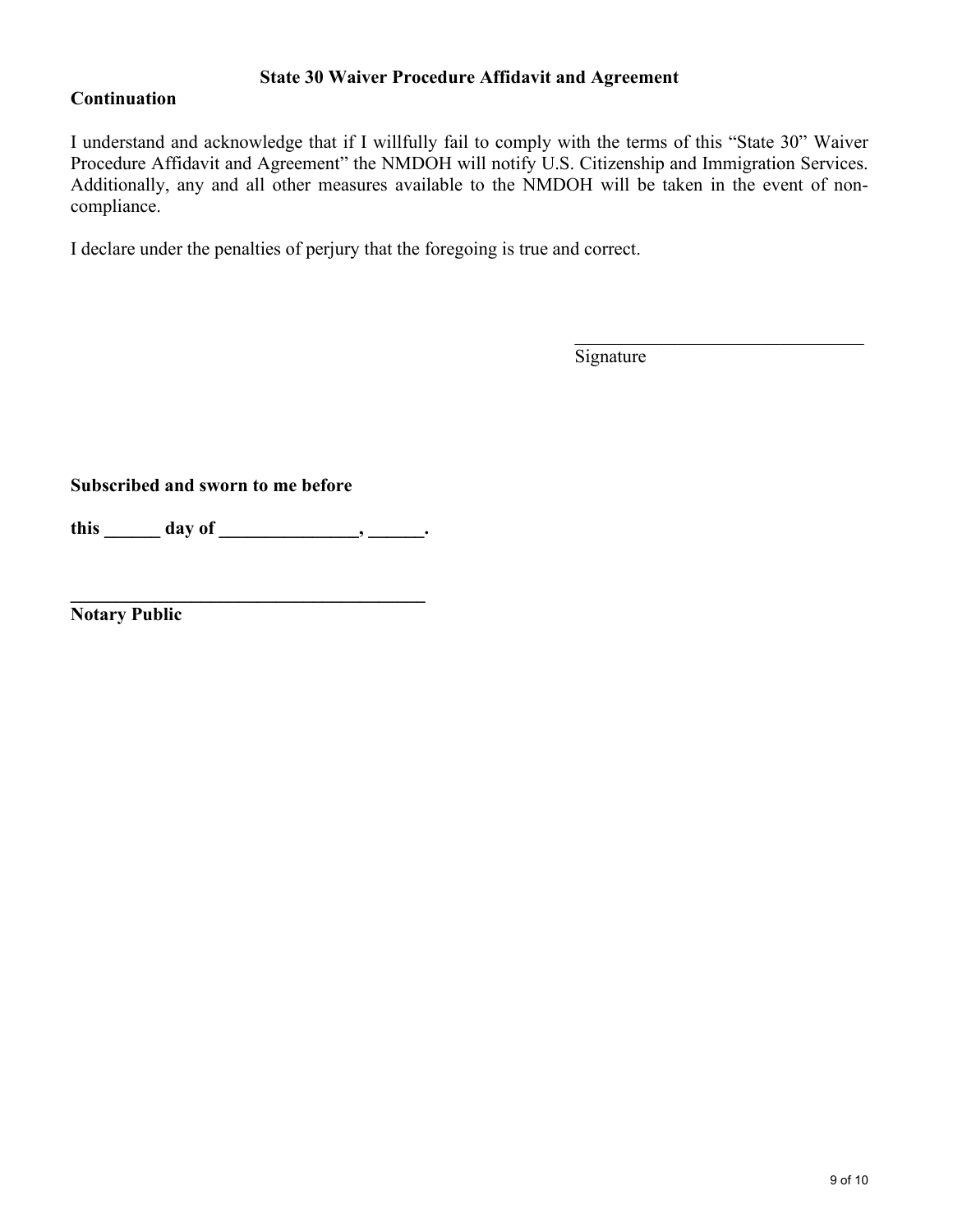**State 30 Waiver Procedure Affidavit and Agreement**

**Continuation**

I understand and acknowledge that if I willfully fail to comply with the terms of this "State 30" Waiver Procedure Affidavit and Agreement" the NMDOH will notify U.S. Citizenship and Immigration Services. Additionally, any and all other measures available to the NMDOH will be taken in the event of non-compliance.

I declare under the penalties of perjury that the foregoing is true and correct.

\_\_\_\_\_\_\_\_\_\_\_\_\_\_\_\_\_\_\_\_\_\_\_\_\_\_\_\_\_\_\_\_\_\_
Signature

**Subscribed and sworn to me before**

**this \_\_\_\_\_\_ day of \_\_\_\_\_\_\_\_\_\_\_\_\_\_\_, \_\_\_\_\_\_.**

\_\_\_\_\_\_\_\_\_\_\_\_\_\_\_\_\_\_\_\_\_\_\_\_\_\_\_\_\_\_\_\_\_\_\_\_\_\_\_\_
**Notary Public**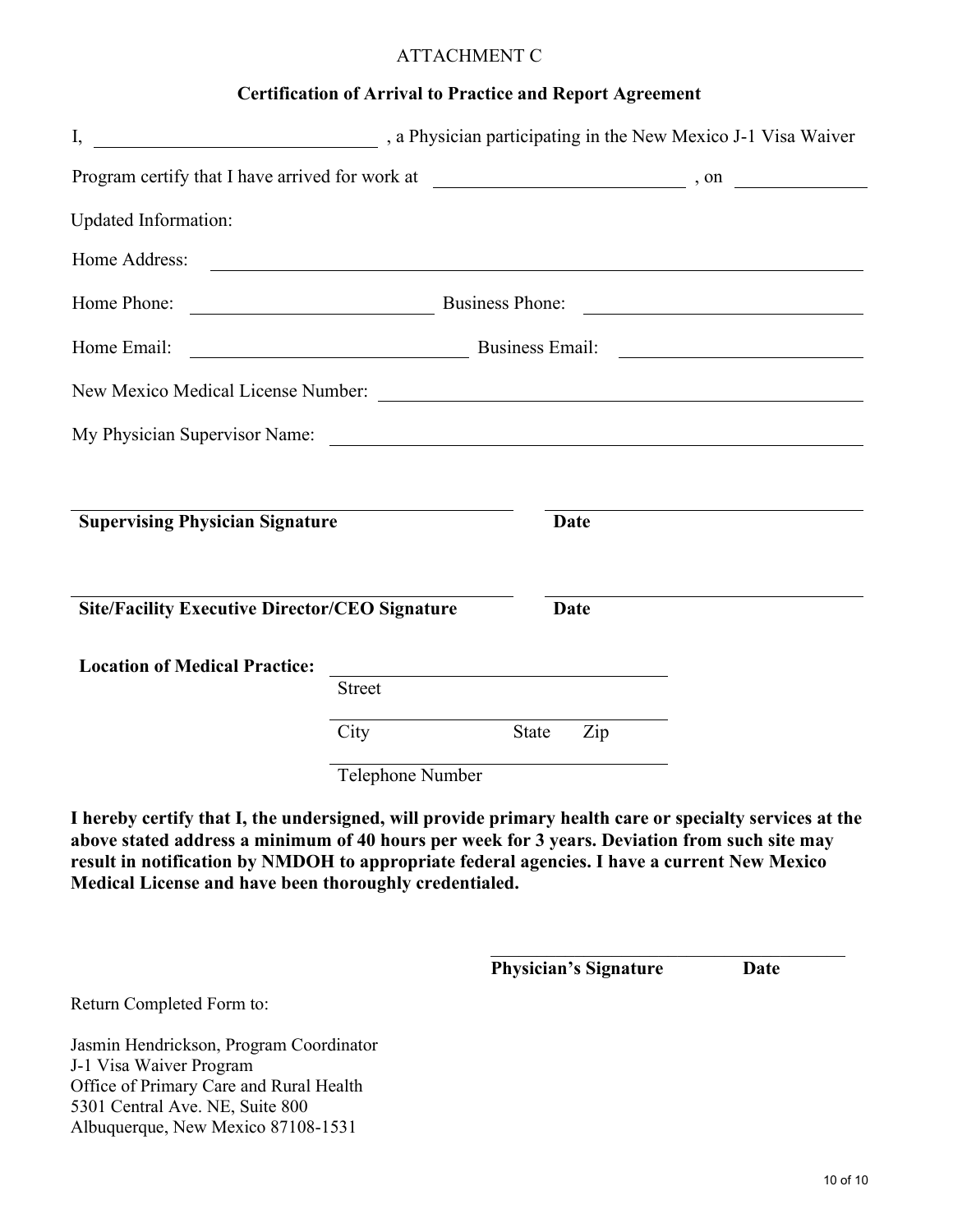ATTACHMENT C

**Certification of Arrival to Practice and Report Agreement**

I, ______________________________ , a Physician participating in the New Mexico J-1 Visa Waiver Program certify that I have arrived for work at ____________________________ , on ______________

Updated Information:

Home Address: ________________________________________________________________

Home Phone: __________________________ Business Phone: ______________________________

Home Email: ____________________________ Business Email: __________________________

New Mexico Medical License Number: ___________________________________________________

My Physician Supervisor Name: _______________________________________________________

______________________________________________ ______________________________

**Supervising Physician Signature** **Date**

______________________________________________ ______________________________

**Site/Facility Executive Director/CEO Signature** **Date**

**Location of Medical Practice:** ____________________________________

Street

____________________________________

City State Zip

____________________________________

Telephone Number

**I hereby certify that I, the undersigned, will provide primary health care or specialty services at the above stated address a minimum of 40 hours per week for 3 years. Deviation from such site may result in notification by NMDOH to appropriate federal agencies. I have a current New Mexico Medical License and have been thoroughly credentialed.**

______________________________________

**Physician's Signature** **Date**

Return Completed Form to:

Jasmin Hendrickson, Program Coordinator
J-1 Visa Waiver Program
Office of Primary Care and Rural Health
5301 Central Ave. NE, Suite 800
Albuquerque, New Mexico 87108-1531